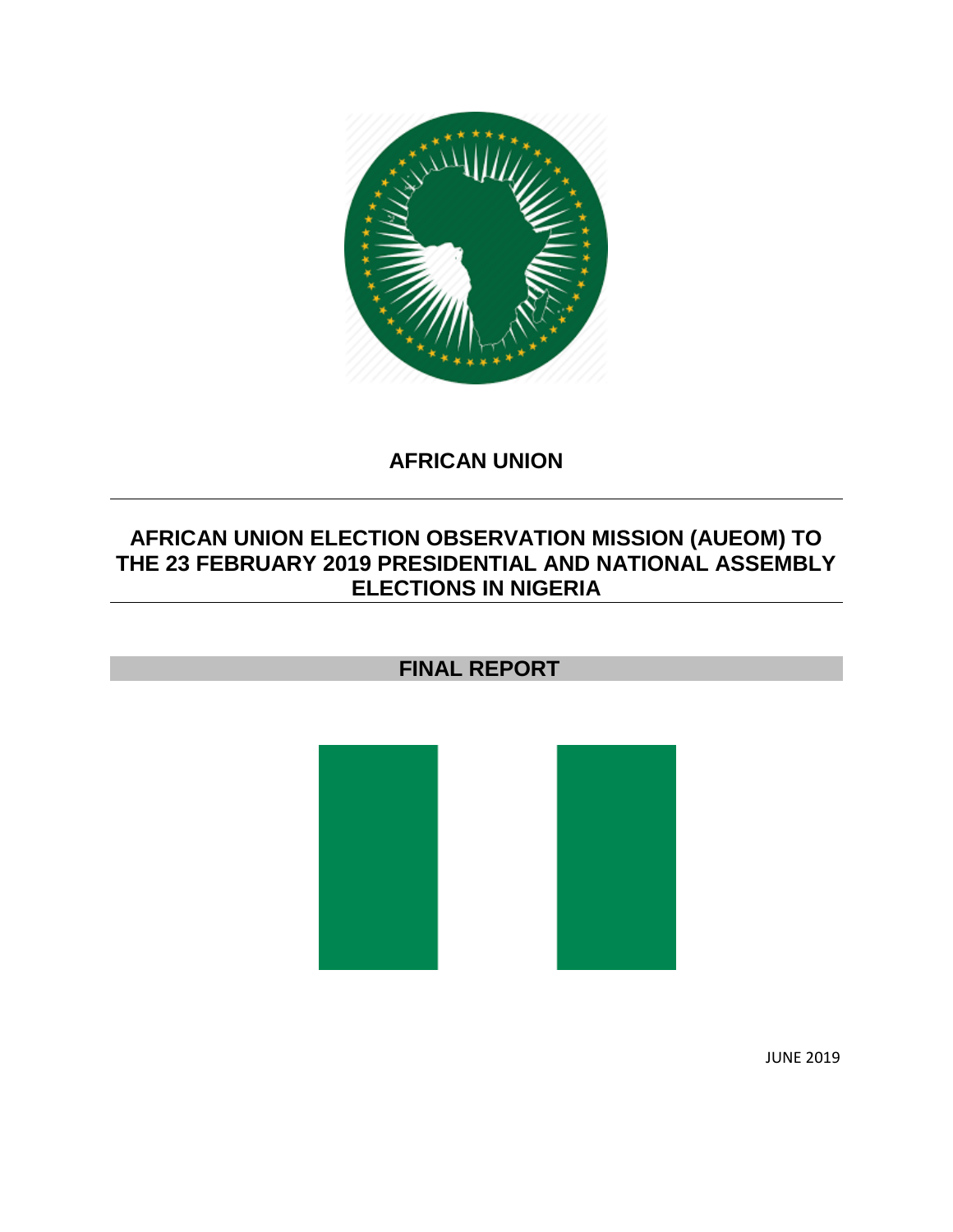# AFRICAN UNION

## AFRICAN UNION ELECTION OBSERVATION MISSION (AUEOM) TO THE 23 FEBRUARY 2019 PRESIDENTIAL AND NATIONAL ASSEMBLY ELECTIONS IN NIGERIA

## FINAL REPORT

JUNE 2019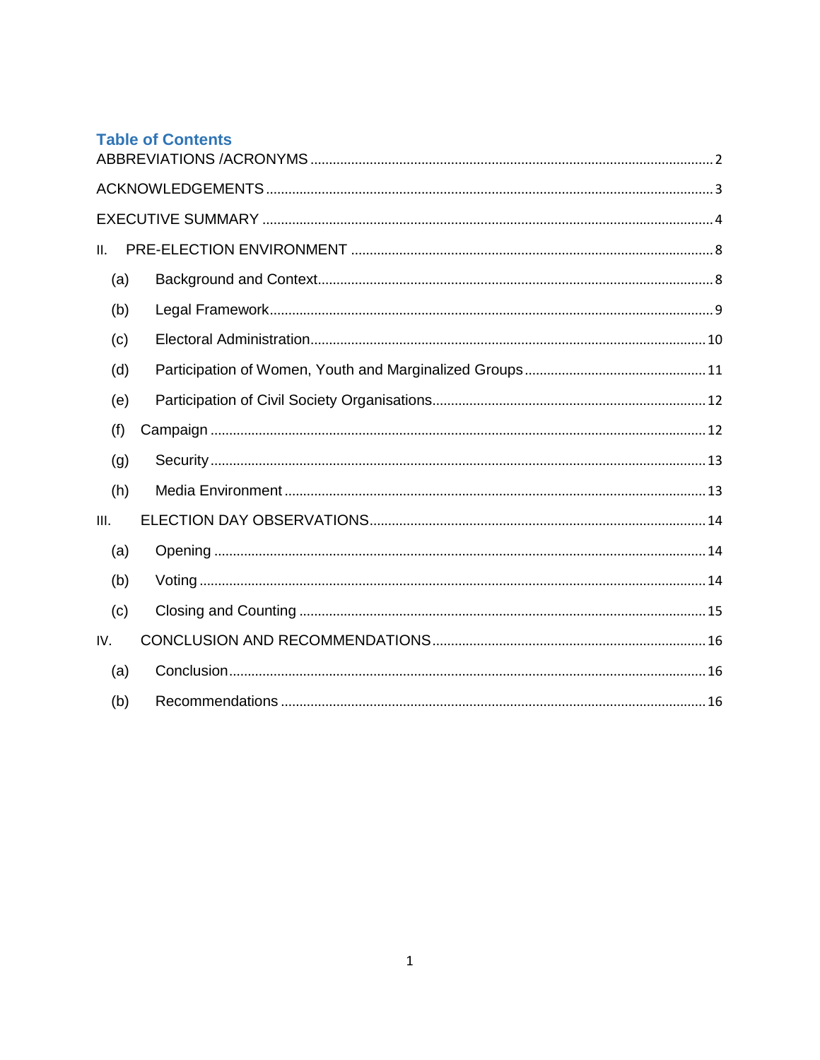# Table of Contents

ABBREVIATIONS /ACRONYMS ..... 2

ACKNOWLEDGEMENTS ..... 3

EXECUTIVE SUMMARY ..... 4

II. PRE-ELECTION ENVIRONMENT ..... 8

- (a) Background and Context ..... 8
- (b) Legal Framework ..... 9
- (c) Electoral Administration ..... 10
- (d) Participation of Women, Youth and Marginalized Groups ..... 11
- (e) Participation of Civil Society Organisations ..... 12
- (f) Campaign ..... 12
- (g) Security ..... 13
- (h) Media Environment ..... 13

III. ELECTION DAY OBSERVATIONS ..... 14

- (a) Opening ..... 14
- (b) Voting ..... 14
- (c) Closing and Counting ..... 15

IV. CONCLUSION AND RECOMMENDATIONS ..... 16

- (a) Conclusion ..... 16
- (b) Recommendations ..... 16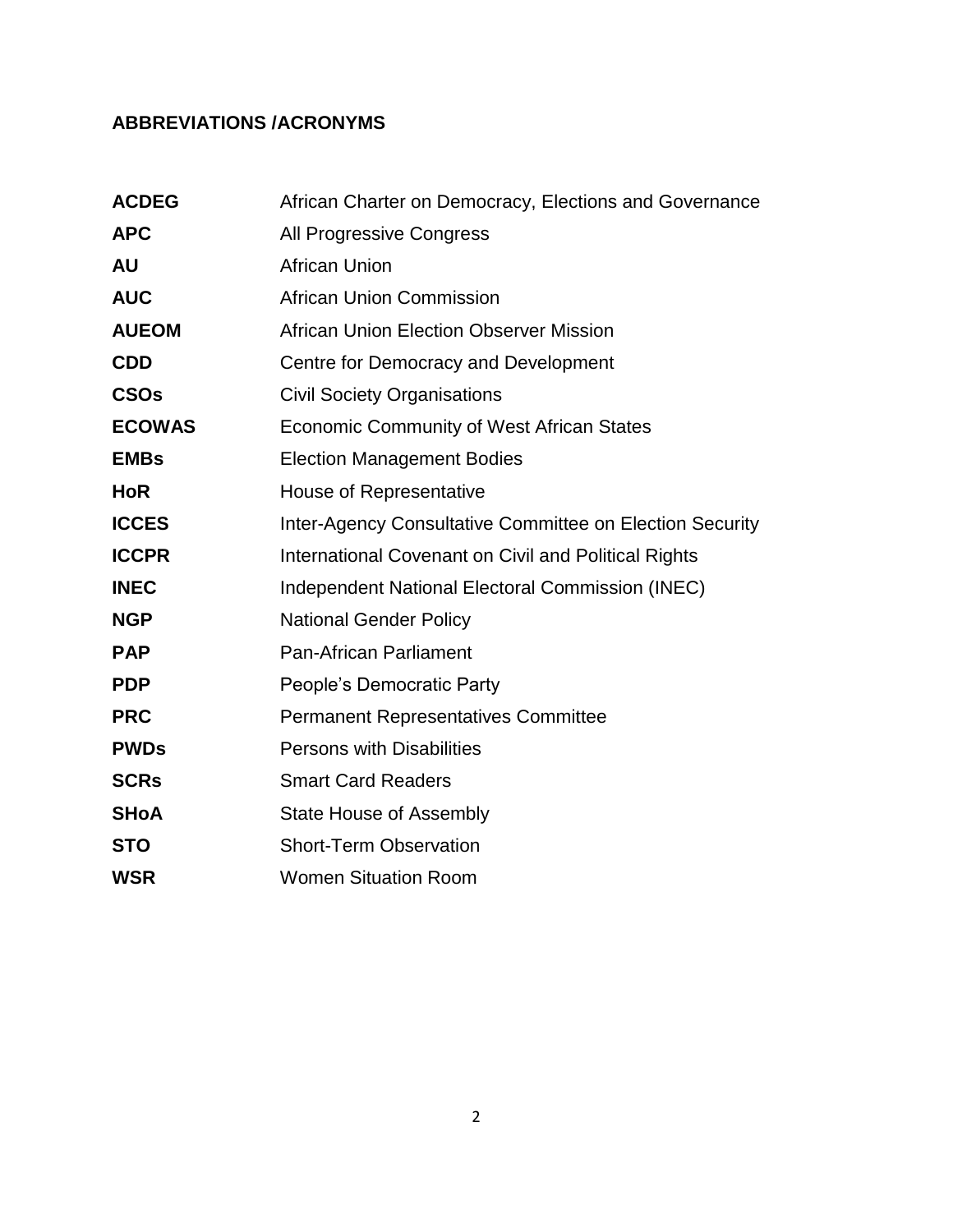## ABBREVIATIONS /ACRONYMS

| | |
|---|---|
| **ACDEG** | African Charter on Democracy, Elections and Governance |
| **APC** | All Progressive Congress |
| **AU** | African Union |
| **AUC** | African Union Commission |
| **AUEOM** | African Union Election Observer Mission |
| **CDD** | Centre for Democracy and Development |
| **CSOs** | Civil Society Organisations |
| **ECOWAS** | Economic Community of West African States |
| **EMBs** | Election Management Bodies |
| **HoR** | House of Representative |
| **ICCES** | Inter-Agency Consultative Committee on Election Security |
| **ICCPR** | International Covenant on Civil and Political Rights |
| **INEC** | Independent National Electoral Commission (INEC) |
| **NGP** | National Gender Policy |
| **PAP** | Pan-African Parliament |
| **PDP** | People's Democratic Party |
| **PRC** | Permanent Representatives Committee |
| **PWDs** | Persons with Disabilities |
| **SCRs** | Smart Card Readers |
| **SHoA** | State House of Assembly |
| **STO** | Short-Term Observation |
| **WSR** | Women Situation Room |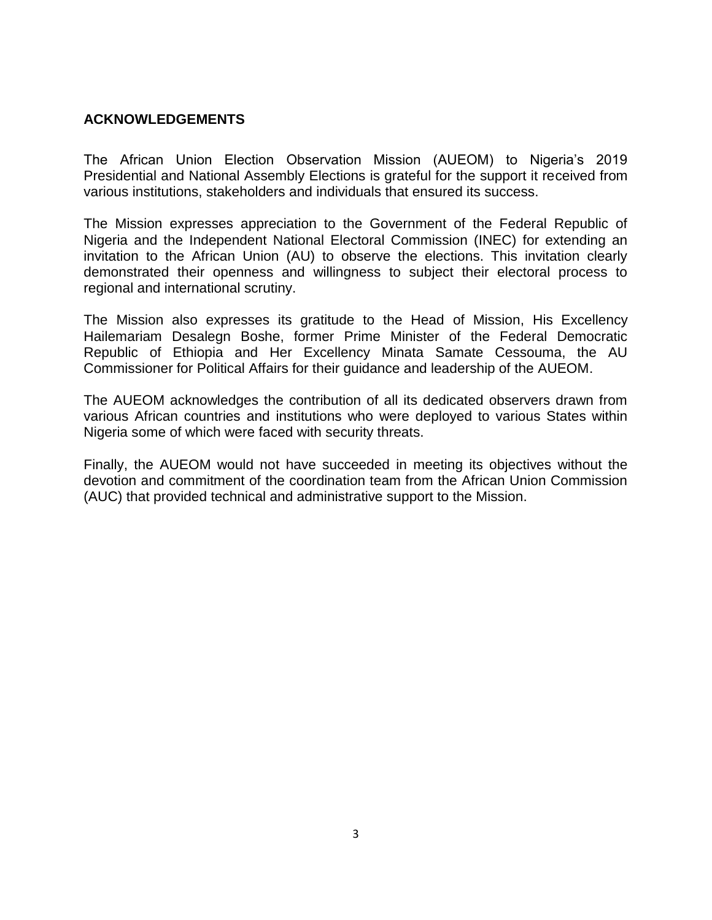## ACKNOWLEDGEMENTS

The African Union Election Observation Mission (AUEOM) to Nigeria's 2019 Presidential and National Assembly Elections is grateful for the support it received from various institutions, stakeholders and individuals that ensured its success.

The Mission expresses appreciation to the Government of the Federal Republic of Nigeria and the Independent National Electoral Commission (INEC) for extending an invitation to the African Union (AU) to observe the elections. This invitation clearly demonstrated their openness and willingness to subject their electoral process to regional and international scrutiny.

The Mission also expresses its gratitude to the Head of Mission, His Excellency Hailemariam Desalegn Boshe, former Prime Minister of the Federal Democratic Republic of Ethiopia and Her Excellency Minata Samate Cessouma, the AU Commissioner for Political Affairs for their guidance and leadership of the AUEOM.

The AUEOM acknowledges the contribution of all its dedicated observers drawn from various African countries and institutions who were deployed to various States within Nigeria some of which were faced with security threats.

Finally, the AUEOM would not have succeeded in meeting its objectives without the devotion and commitment of the coordination team from the African Union Commission (AUC) that provided technical and administrative support to the Mission.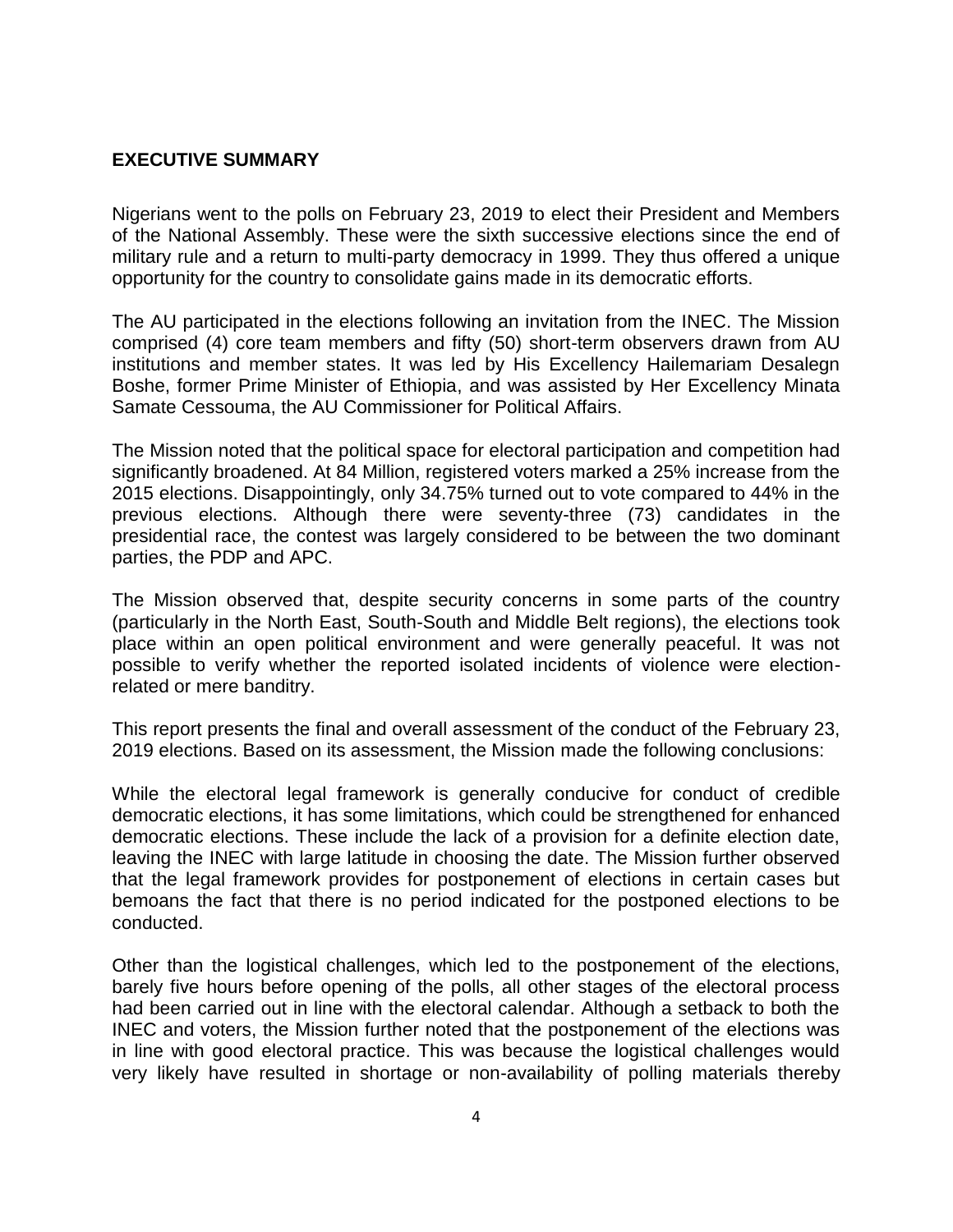## EXECUTIVE SUMMARY

Nigerians went to the polls on February 23, 2019 to elect their President and Members of the National Assembly. These were the sixth successive elections since the end of military rule and a return to multi-party democracy in 1999. They thus offered a unique opportunity for the country to consolidate gains made in its democratic efforts.

The AU participated in the elections following an invitation from the INEC. The Mission comprised (4) core team members and fifty (50) short-term observers drawn from AU institutions and member states. It was led by His Excellency Hailemariam Desalegn Boshe, former Prime Minister of Ethiopia, and was assisted by Her Excellency Minata Samate Cessouma, the AU Commissioner for Political Affairs.

The Mission noted that the political space for electoral participation and competition had significantly broadened. At 84 Million, registered voters marked a 25% increase from the 2015 elections. Disappointingly, only 34.75% turned out to vote compared to 44% in the previous elections. Although there were seventy-three (73) candidates in the presidential race, the contest was largely considered to be between the two dominant parties, the PDP and APC.

The Mission observed that, despite security concerns in some parts of the country (particularly in the North East, South-South and Middle Belt regions), the elections took place within an open political environment and were generally peaceful. It was not possible to verify whether the reported isolated incidents of violence were election-related or mere banditry.

This report presents the final and overall assessment of the conduct of the February 23, 2019 elections. Based on its assessment, the Mission made the following conclusions:

While the electoral legal framework is generally conducive for conduct of credible democratic elections, it has some limitations, which could be strengthened for enhanced democratic elections. These include the lack of a provision for a definite election date, leaving the INEC with large latitude in choosing the date. The Mission further observed that the legal framework provides for postponement of elections in certain cases but bemoans the fact that there is no period indicated for the postponed elections to be conducted.

Other than the logistical challenges, which led to the postponement of the elections, barely five hours before opening of the polls, all other stages of the electoral process had been carried out in line with the electoral calendar. Although a setback to both the INEC and voters, the Mission further noted that the postponement of the elections was in line with good electoral practice. This was because the logistical challenges would very likely have resulted in shortage or non-availability of polling materials thereby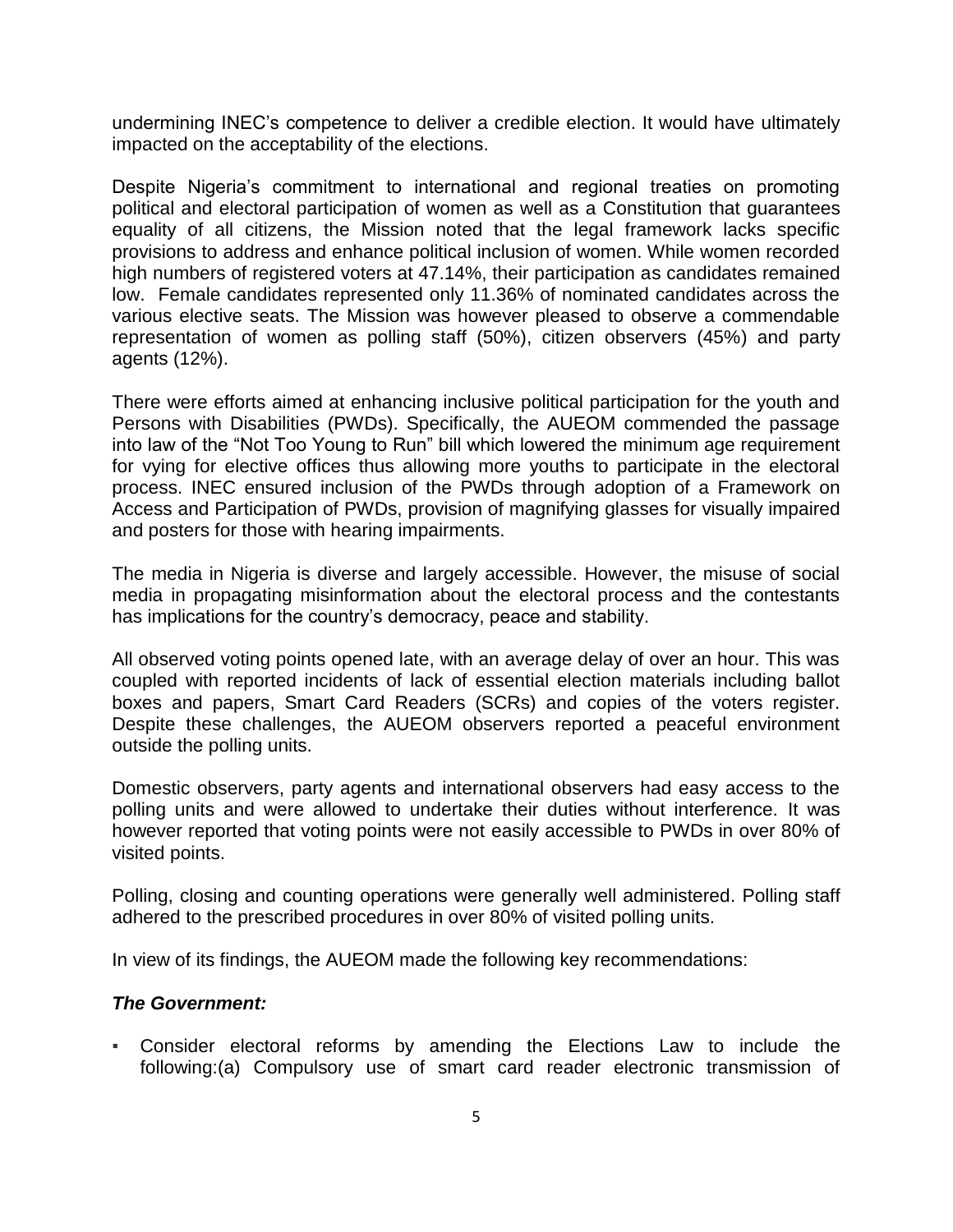undermining INEC's competence to deliver a credible election. It would have ultimately impacted on the acceptability of the elections.

Despite Nigeria's commitment to international and regional treaties on promoting political and electoral participation of women as well as a Constitution that guarantees equality of all citizens, the Mission noted that the legal framework lacks specific provisions to address and enhance political inclusion of women. While women recorded high numbers of registered voters at 47.14%, their participation as candidates remained low. Female candidates represented only 11.36% of nominated candidates across the various elective seats. The Mission was however pleased to observe a commendable representation of women as polling staff (50%), citizen observers (45%) and party agents (12%).

There were efforts aimed at enhancing inclusive political participation for the youth and Persons with Disabilities (PWDs). Specifically, the AUEOM commended the passage into law of the "Not Too Young to Run" bill which lowered the minimum age requirement for vying for elective offices thus allowing more youths to participate in the electoral process. INEC ensured inclusion of the PWDs through adoption of a Framework on Access and Participation of PWDs, provision of magnifying glasses for visually impaired and posters for those with hearing impairments.

The media in Nigeria is diverse and largely accessible. However, the misuse of social media in propagating misinformation about the electoral process and the contestants has implications for the country's democracy, peace and stability.

All observed voting points opened late, with an average delay of over an hour. This was coupled with reported incidents of lack of essential election materials including ballot boxes and papers, Smart Card Readers (SCRs) and copies of the voters register. Despite these challenges, the AUEOM observers reported a peaceful environment outside the polling units.

Domestic observers, party agents and international observers had easy access to the polling units and were allowed to undertake their duties without interference. It was however reported that voting points were not easily accessible to PWDs in over 80% of visited points.

Polling, closing and counting operations were generally well administered. Polling staff adhered to the prescribed procedures in over 80% of visited polling units.

In view of its findings, the AUEOM made the following key recommendations:

***The Government:***

- Consider electoral reforms by amending the Elections Law to include the following:(a) Compulsory use of smart card reader electronic transmission of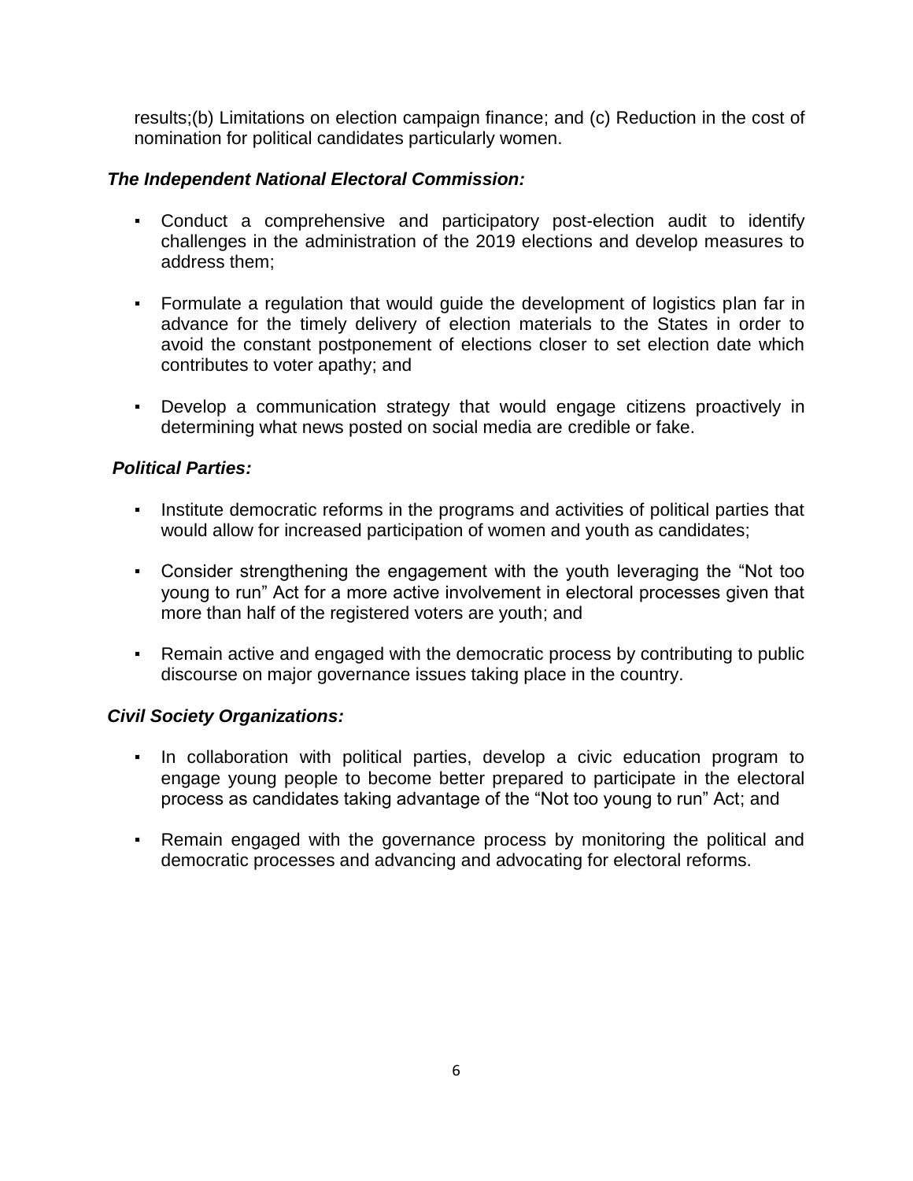results;(b) Limitations on election campaign finance; and (c) Reduction in the cost of nomination for political candidates particularly women.

***The Independent National Electoral Commission:***

- Conduct a comprehensive and participatory post-election audit to identify challenges in the administration of the 2019 elections and develop measures to address them;

- Formulate a regulation that would guide the development of logistics plan far in advance for the timely delivery of election materials to the States in order to avoid the constant postponement of elections closer to set election date which contributes to voter apathy; and

- Develop a communication strategy that would engage citizens proactively in determining what news posted on social media are credible or fake.

***Political Parties:***

- Institute democratic reforms in the programs and activities of political parties that would allow for increased participation of women and youth as candidates;

- Consider strengthening the engagement with the youth leveraging the "Not too young to run" Act for a more active involvement in electoral processes given that more than half of the registered voters are youth; and

- Remain active and engaged with the democratic process by contributing to public discourse on major governance issues taking place in the country.

***Civil Society Organizations:***

- In collaboration with political parties, develop a civic education program to engage young people to become better prepared to participate in the electoral process as candidates taking advantage of the "Not too young to run" Act; and

- Remain engaged with the governance process by monitoring the political and democratic processes and advancing and advocating for electoral reforms.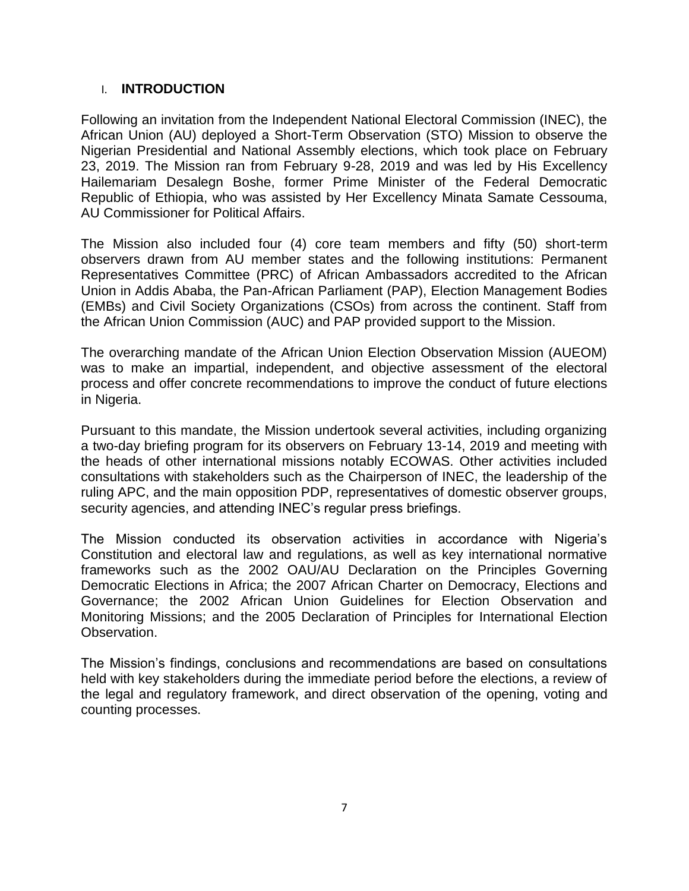# I. INTRODUCTION

Following an invitation from the Independent National Electoral Commission (INEC), the African Union (AU) deployed a Short-Term Observation (STO) Mission to observe the Nigerian Presidential and National Assembly elections, which took place on February 23, 2019. The Mission ran from February 9-28, 2019 and was led by His Excellency Hailemariam Desalegn Boshe, former Prime Minister of the Federal Democratic Republic of Ethiopia, who was assisted by Her Excellency Minata Samate Cessouma, AU Commissioner for Political Affairs.

The Mission also included four (4) core team members and fifty (50) short-term observers drawn from AU member states and the following institutions: Permanent Representatives Committee (PRC) of African Ambassadors accredited to the African Union in Addis Ababa, the Pan-African Parliament (PAP), Election Management Bodies (EMBs) and Civil Society Organizations (CSOs) from across the continent. Staff from the African Union Commission (AUC) and PAP provided support to the Mission.

The overarching mandate of the African Union Election Observation Mission (AUEOM) was to make an impartial, independent, and objective assessment of the electoral process and offer concrete recommendations to improve the conduct of future elections in Nigeria.

Pursuant to this mandate, the Mission undertook several activities, including organizing a two-day briefing program for its observers on February 13-14, 2019 and meeting with the heads of other international missions notably ECOWAS. Other activities included consultations with stakeholders such as the Chairperson of INEC, the leadership of the ruling APC, and the main opposition PDP, representatives of domestic observer groups, security agencies, and attending INEC's regular press briefings.

The Mission conducted its observation activities in accordance with Nigeria's Constitution and electoral law and regulations, as well as key international normative frameworks such as the 2002 OAU/AU Declaration on the Principles Governing Democratic Elections in Africa; the 2007 African Charter on Democracy, Elections and Governance; the 2002 African Union Guidelines for Election Observation and Monitoring Missions; and the 2005 Declaration of Principles for International Election Observation.

The Mission's findings, conclusions and recommendations are based on consultations held with key stakeholders during the immediate period before the elections, a review of the legal and regulatory framework, and direct observation of the opening, voting and counting processes.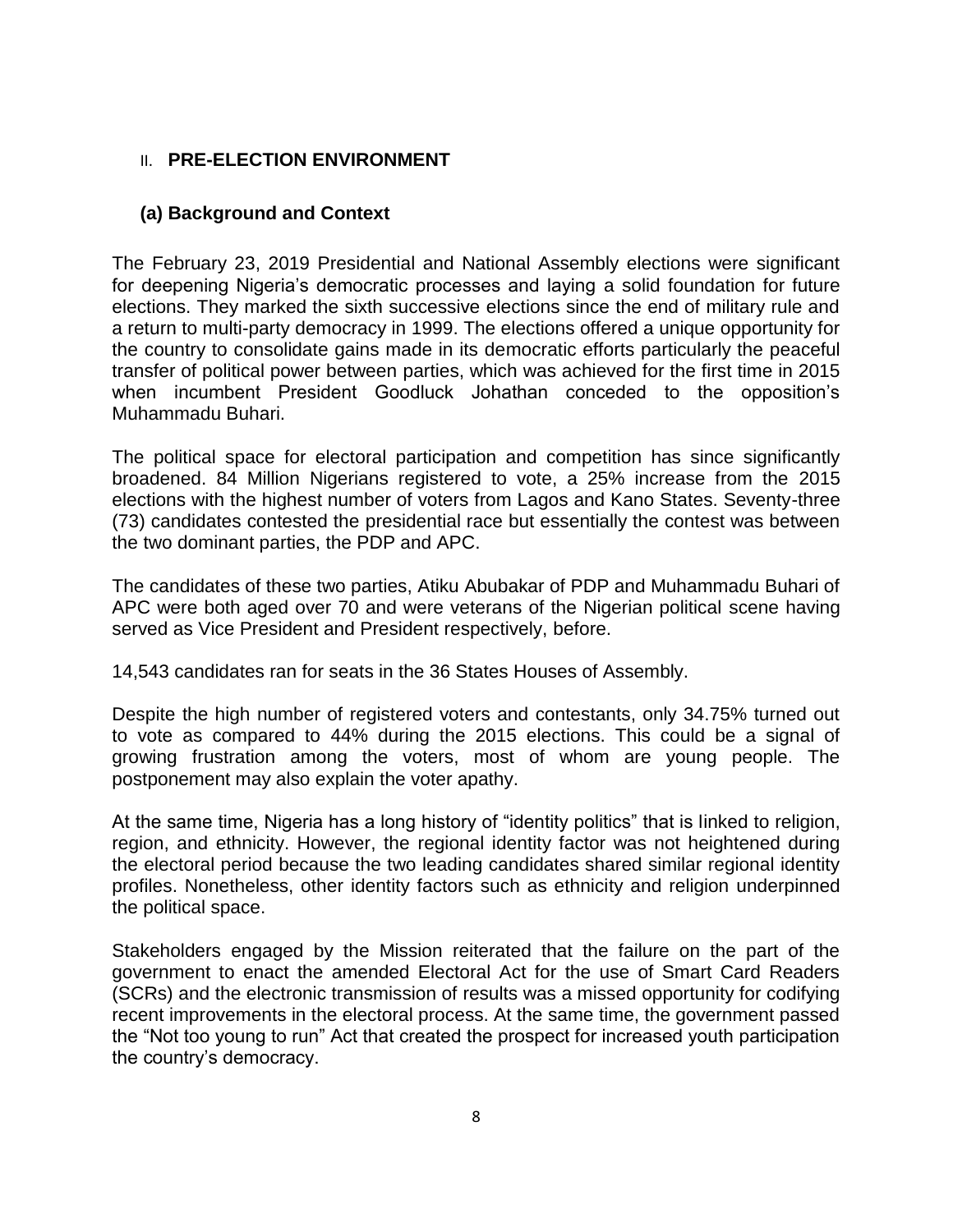## II. PRE-ELECTION ENVIRONMENT

### (a) Background and Context

The February 23, 2019 Presidential and National Assembly elections were significant for deepening Nigeria's democratic processes and laying a solid foundation for future elections. They marked the sixth successive elections since the end of military rule and a return to multi-party democracy in 1999. The elections offered a unique opportunity for the country to consolidate gains made in its democratic efforts particularly the peaceful transfer of political power between parties, which was achieved for the first time in 2015 when incumbent President Goodluck Johathan conceded to the opposition's Muhammadu Buhari.

The political space for electoral participation and competition has since significantly broadened. 84 Million Nigerians registered to vote, a 25% increase from the 2015 elections with the highest number of voters from Lagos and Kano States. Seventy-three (73) candidates contested the presidential race but essentially the contest was between the two dominant parties, the PDP and APC.

The candidates of these two parties, Atiku Abubakar of PDP and Muhammadu Buhari of APC were both aged over 70 and were veterans of the Nigerian political scene having served as Vice President and President respectively, before.

14,543 candidates ran for seats in the 36 States Houses of Assembly.

Despite the high number of registered voters and contestants, only 34.75% turned out to vote as compared to 44% during the 2015 elections. This could be a signal of growing frustration among the voters, most of whom are young people. The postponement may also explain the voter apathy.

At the same time, Nigeria has a long history of "identity politics" that is linked to religion, region, and ethnicity. However, the regional identity factor was not heightened during the electoral period because the two leading candidates shared similar regional identity profiles. Nonetheless, other identity factors such as ethnicity and religion underpinned the political space.

Stakeholders engaged by the Mission reiterated that the failure on the part of the government to enact the amended Electoral Act for the use of Smart Card Readers (SCRs) and the electronic transmission of results was a missed opportunity for codifying recent improvements in the electoral process. At the same time, the government passed the "Not too young to run" Act that created the prospect for increased youth participation the country's democracy.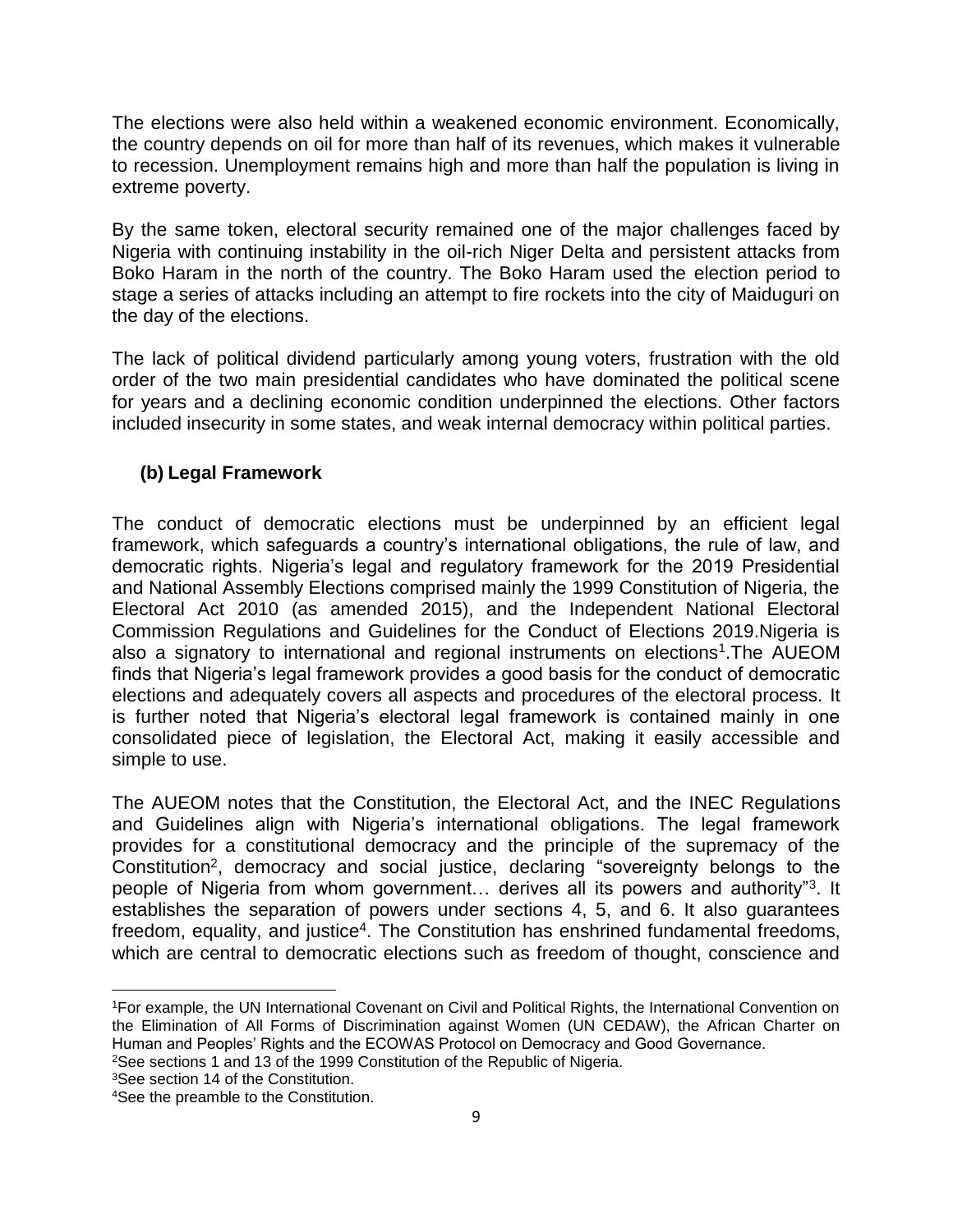The elections were also held within a weakened economic environment. Economically, the country depends on oil for more than half of its revenues, which makes it vulnerable to recession. Unemployment remains high and more than half the population is living in extreme poverty.

By the same token, electoral security remained one of the major challenges faced by Nigeria with continuing instability in the oil-rich Niger Delta and persistent attacks from Boko Haram in the north of the country. The Boko Haram used the election period to stage a series of attacks including an attempt to fire rockets into the city of Maiduguri on the day of the elections.

The lack of political dividend particularly among young voters, frustration with the old order of the two main presidential candidates who have dominated the political scene for years and a declining economic condition underpinned the elections. Other factors included insecurity in some states, and weak internal democracy within political parties.

## (b) Legal Framework

The conduct of democratic elections must be underpinned by an efficient legal framework, which safeguards a country's international obligations, the rule of law, and democratic rights. Nigeria's legal and regulatory framework for the 2019 Presidential and National Assembly Elections comprised mainly the 1999 Constitution of Nigeria, the Electoral Act 2010 (as amended 2015), and the Independent National Electoral Commission Regulations and Guidelines for the Conduct of Elections 2019.Nigeria is also a signatory to international and regional instruments on elections[1].The AUEOM finds that Nigeria's legal framework provides a good basis for the conduct of democratic elections and adequately covers all aspects and procedures of the electoral process. It is further noted that Nigeria's electoral legal framework is contained mainly in one consolidated piece of legislation, the Electoral Act, making it easily accessible and simple to use.

The AUEOM notes that the Constitution, the Electoral Act, and the INEC Regulations and Guidelines align with Nigeria's international obligations. The legal framework provides for a constitutional democracy and the principle of the supremacy of the Constitution[2], democracy and social justice, declaring "sovereignty belongs to the people of Nigeria from whom government… derives all its powers and authority"[3]. It establishes the separation of powers under sections 4, 5, and 6. It also guarantees freedom, equality, and justice[4]. The Constitution has enshrined fundamental freedoms, which are central to democratic elections such as freedom of thought, conscience and

---

[1]For example, the UN International Covenant on Civil and Political Rights, the International Convention on the Elimination of All Forms of Discrimination against Women (UN CEDAW), the African Charter on Human and Peoples' Rights and the ECOWAS Protocol on Democracy and Good Governance.

[2]See sections 1 and 13 of the 1999 Constitution of the Republic of Nigeria.

[3]See section 14 of the Constitution.

[4]See the preamble to the Constitution.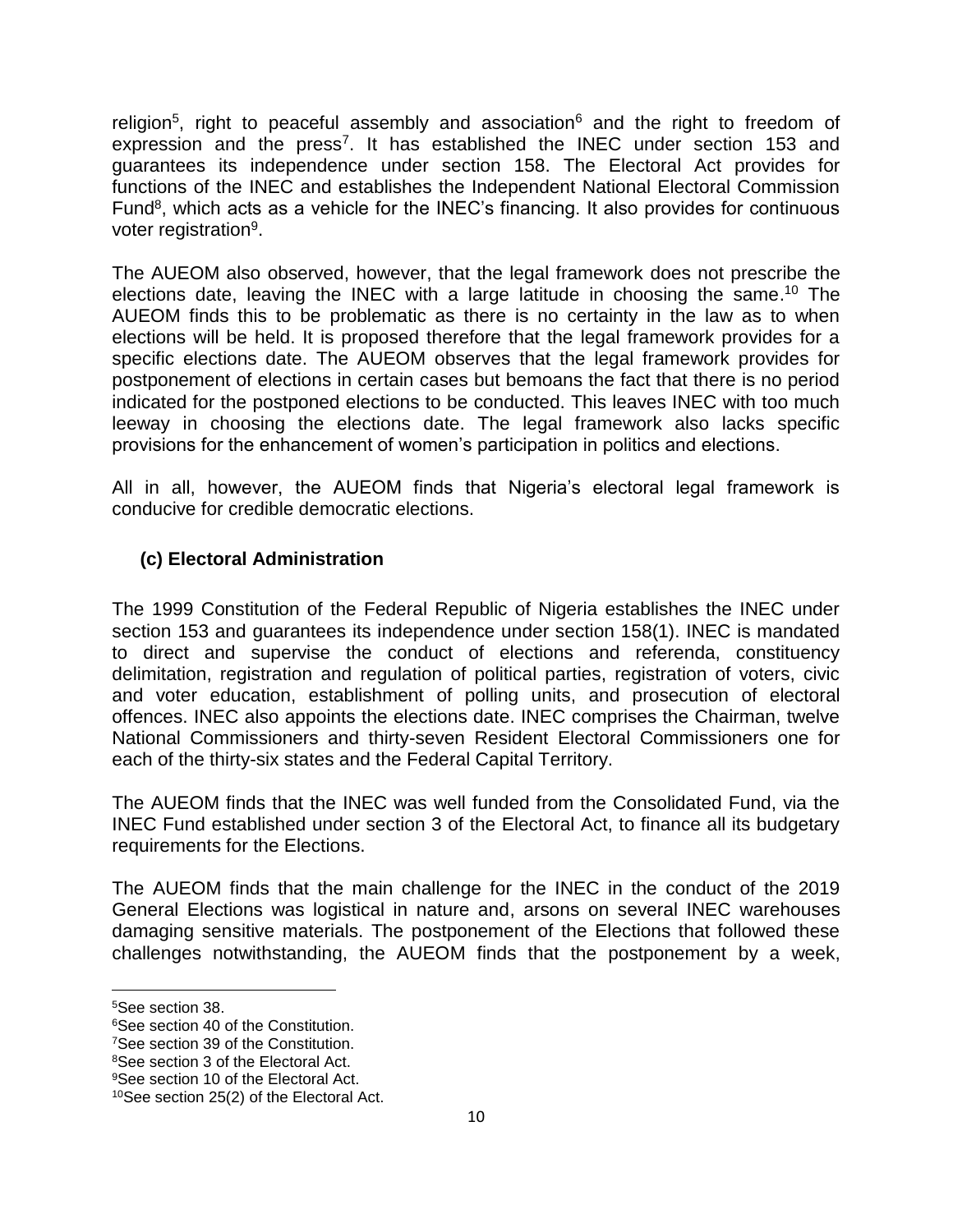religion[5], right to peaceful assembly and association[6] and the right to freedom of expression and the press[7]. It has established the INEC under section 153 and guarantees its independence under section 158. The Electoral Act provides for functions of the INEC and establishes the Independent National Electoral Commission Fund[8], which acts as a vehicle for the INEC's financing. It also provides for continuous voter registration[9].

The AUEOM also observed, however, that the legal framework does not prescribe the elections date, leaving the INEC with a large latitude in choosing the same.[10] The AUEOM finds this to be problematic as there is no certainty in the law as to when elections will be held. It is proposed therefore that the legal framework provides for a specific elections date. The AUEOM observes that the legal framework provides for postponement of elections in certain cases but bemoans the fact that there is no period indicated for the postponed elections to be conducted. This leaves INEC with too much leeway in choosing the elections date. The legal framework also lacks specific provisions for the enhancement of women's participation in politics and elections.

All in all, however, the AUEOM finds that Nigeria's electoral legal framework is conducive for credible democratic elections.

### (c) Electoral Administration

The 1999 Constitution of the Federal Republic of Nigeria establishes the INEC under section 153 and guarantees its independence under section 158(1). INEC is mandated to direct and supervise the conduct of elections and referenda, constituency delimitation, registration and regulation of political parties, registration of voters, civic and voter education, establishment of polling units, and prosecution of electoral offences. INEC also appoints the elections date. INEC comprises the Chairman, twelve National Commissioners and thirty-seven Resident Electoral Commissioners one for each of the thirty-six states and the Federal Capital Territory.

The AUEOM finds that the INEC was well funded from the Consolidated Fund, via the INEC Fund established under section 3 of the Electoral Act, to finance all its budgetary requirements for the Elections.

The AUEOM finds that the main challenge for the INEC in the conduct of the 2019 General Elections was logistical in nature and, arsons on several INEC warehouses damaging sensitive materials. The postponement of the Elections that followed these challenges notwithstanding, the AUEOM finds that the postponement by a week,

---

[5]See section 38.

[6]See section 40 of the Constitution.

[7]See section 39 of the Constitution.

[8]See section 3 of the Electoral Act.

[9]See section 10 of the Electoral Act.

[10]See section 25(2) of the Electoral Act.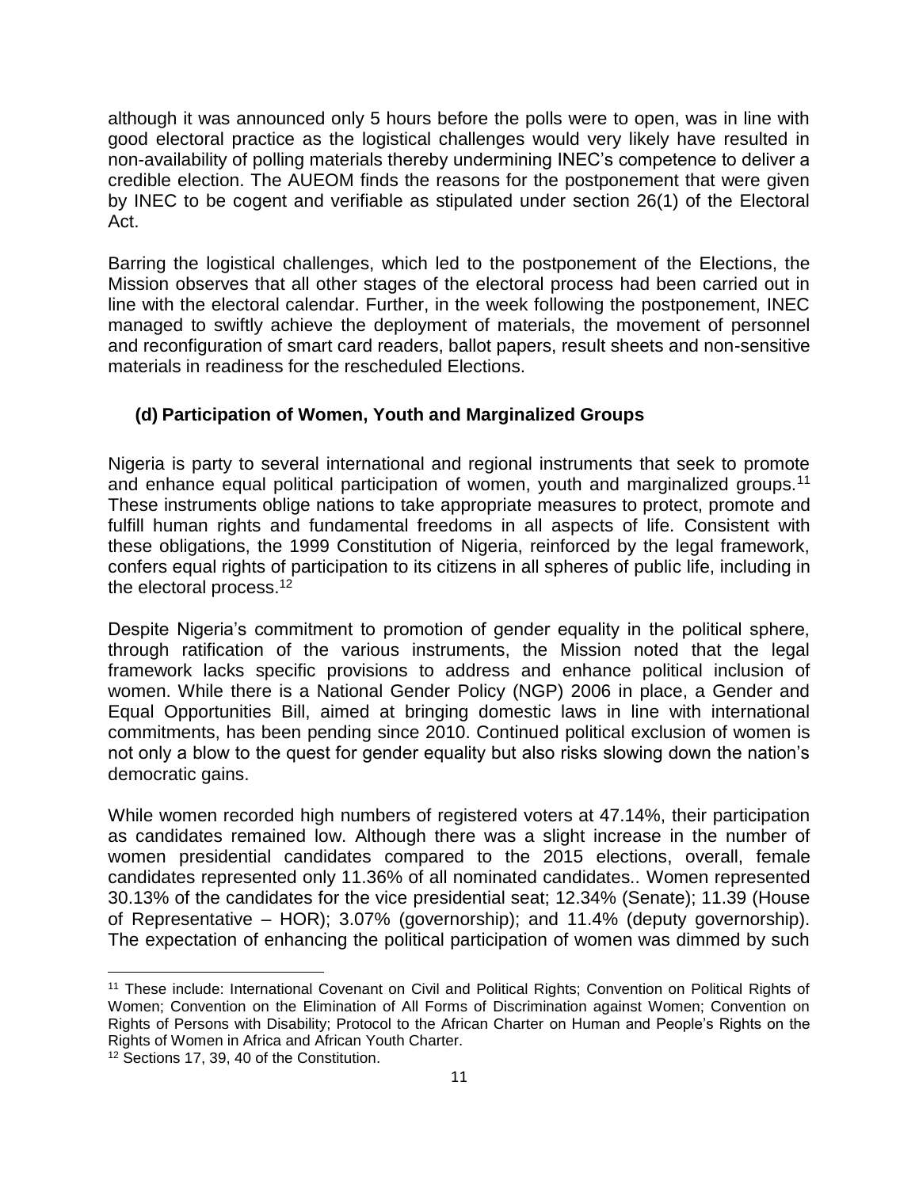although it was announced only 5 hours before the polls were to open, was in line with good electoral practice as the logistical challenges would very likely have resulted in non-availability of polling materials thereby undermining INEC's competence to deliver a credible election. The AUEOM finds the reasons for the postponement that were given by INEC to be cogent and verifiable as stipulated under section 26(1) of the Electoral Act.

Barring the logistical challenges, which led to the postponement of the Elections, the Mission observes that all other stages of the electoral process had been carried out in line with the electoral calendar. Further, in the week following the postponement, INEC managed to swiftly achieve the deployment of materials, the movement of personnel and reconfiguration of smart card readers, ballot papers, result sheets and non-sensitive materials in readiness for the rescheduled Elections.

### (d) Participation of Women, Youth and Marginalized Groups

Nigeria is party to several international and regional instruments that seek to promote and enhance equal political participation of women, youth and marginalized groups.[11] These instruments oblige nations to take appropriate measures to protect, promote and fulfill human rights and fundamental freedoms in all aspects of life. Consistent with these obligations, the 1999 Constitution of Nigeria, reinforced by the legal framework, confers equal rights of participation to its citizens in all spheres of public life, including in the electoral process.[12]

Despite Nigeria's commitment to promotion of gender equality in the political sphere, through ratification of the various instruments, the Mission noted that the legal framework lacks specific provisions to address and enhance political inclusion of women. While there is a National Gender Policy (NGP) 2006 in place, a Gender and Equal Opportunities Bill, aimed at bringing domestic laws in line with international commitments, has been pending since 2010. Continued political exclusion of women is not only a blow to the quest for gender equality but also risks slowing down the nation's democratic gains.

While women recorded high numbers of registered voters at 47.14%, their participation as candidates remained low. Although there was a slight increase in the number of women presidential candidates compared to the 2015 elections, overall, female candidates represented only 11.36% of all nominated candidates.. Women represented 30.13% of the candidates for the vice presidential seat; 12.34% (Senate); 11.39 (House of Representative – HOR); 3.07% (governorship); and 11.4% (deputy governorship). The expectation of enhancing the political participation of women was dimmed by such

[11] These include: International Covenant on Civil and Political Rights; Convention on Political Rights of Women; Convention on the Elimination of All Forms of Discrimination against Women; Convention on Rights of Persons with Disability; Protocol to the African Charter on Human and People's Rights on the Rights of Women in Africa and African Youth Charter.

[12] Sections 17, 39, 40 of the Constitution.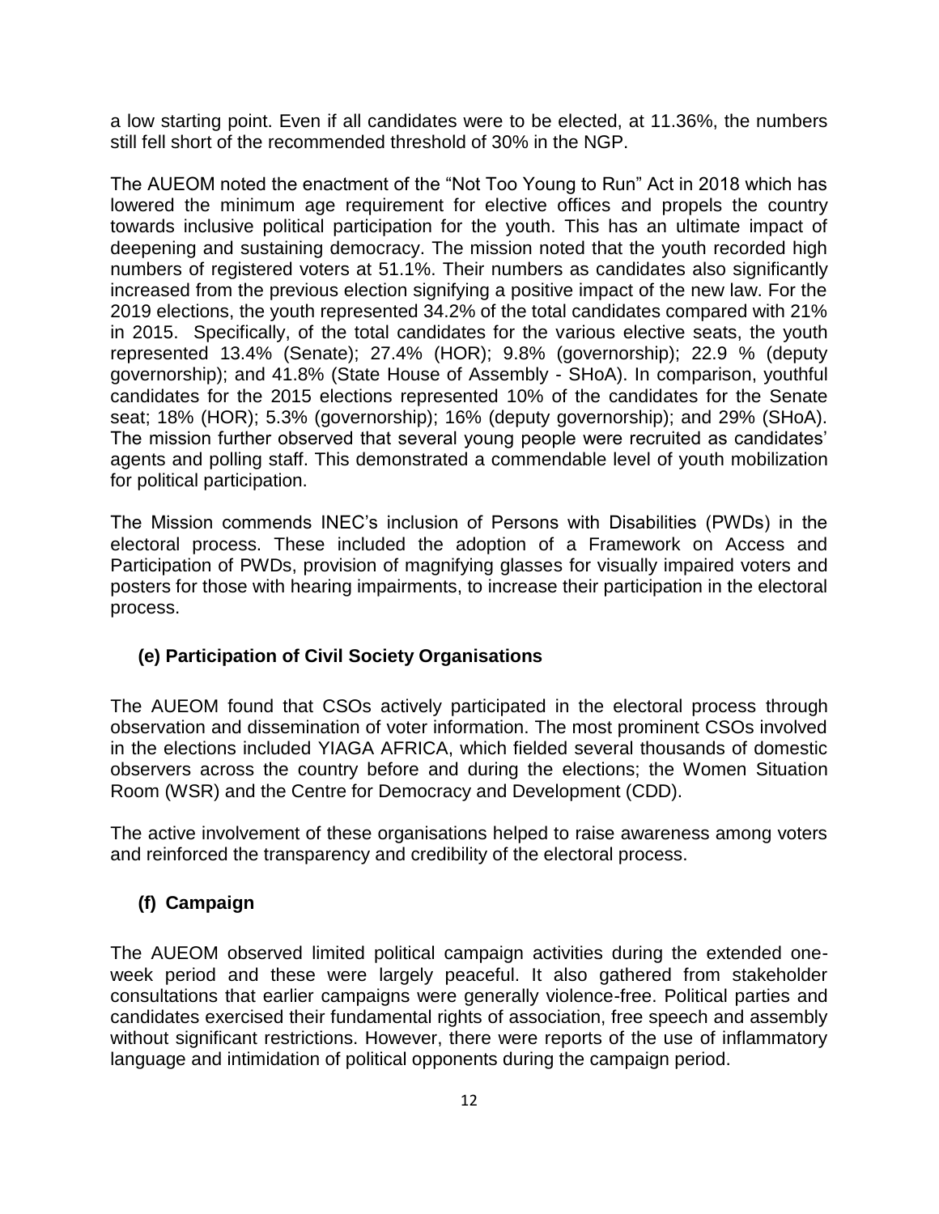a low starting point. Even if all candidates were to be elected, at 11.36%, the numbers still fell short of the recommended threshold of 30% in the NGP.

The AUEOM noted the enactment of the "Not Too Young to Run" Act in 2018 which has lowered the minimum age requirement for elective offices and propels the country towards inclusive political participation for the youth. This has an ultimate impact of deepening and sustaining democracy. The mission noted that the youth recorded high numbers of registered voters at 51.1%. Their numbers as candidates also significantly increased from the previous election signifying a positive impact of the new law. For the 2019 elections, the youth represented 34.2% of the total candidates compared with 21% in 2015. Specifically, of the total candidates for the various elective seats, the youth represented 13.4% (Senate); 27.4% (HOR); 9.8% (governorship); 22.9 % (deputy governorship); and 41.8% (State House of Assembly - SHoA). In comparison, youthful candidates for the 2015 elections represented 10% of the candidates for the Senate seat; 18% (HOR); 5.3% (governorship); 16% (deputy governorship); and 29% (SHoA). The mission further observed that several young people were recruited as candidates' agents and polling staff. This demonstrated a commendable level of youth mobilization for political participation.

The Mission commends INEC's inclusion of Persons with Disabilities (PWDs) in the electoral process. These included the adoption of a Framework on Access and Participation of PWDs, provision of magnifying glasses for visually impaired voters and posters for those with hearing impairments, to increase their participation in the electoral process.

### (e) Participation of Civil Society Organisations

The AUEOM found that CSOs actively participated in the electoral process through observation and dissemination of voter information. The most prominent CSOs involved in the elections included YIAGA AFRICA, which fielded several thousands of domestic observers across the country before and during the elections; the Women Situation Room (WSR) and the Centre for Democracy and Development (CDD).

The active involvement of these organisations helped to raise awareness among voters and reinforced the transparency and credibility of the electoral process.

### (f) Campaign

The AUEOM observed limited political campaign activities during the extended one-week period and these were largely peaceful. It also gathered from stakeholder consultations that earlier campaigns were generally violence-free. Political parties and candidates exercised their fundamental rights of association, free speech and assembly without significant restrictions. However, there were reports of the use of inflammatory language and intimidation of political opponents during the campaign period.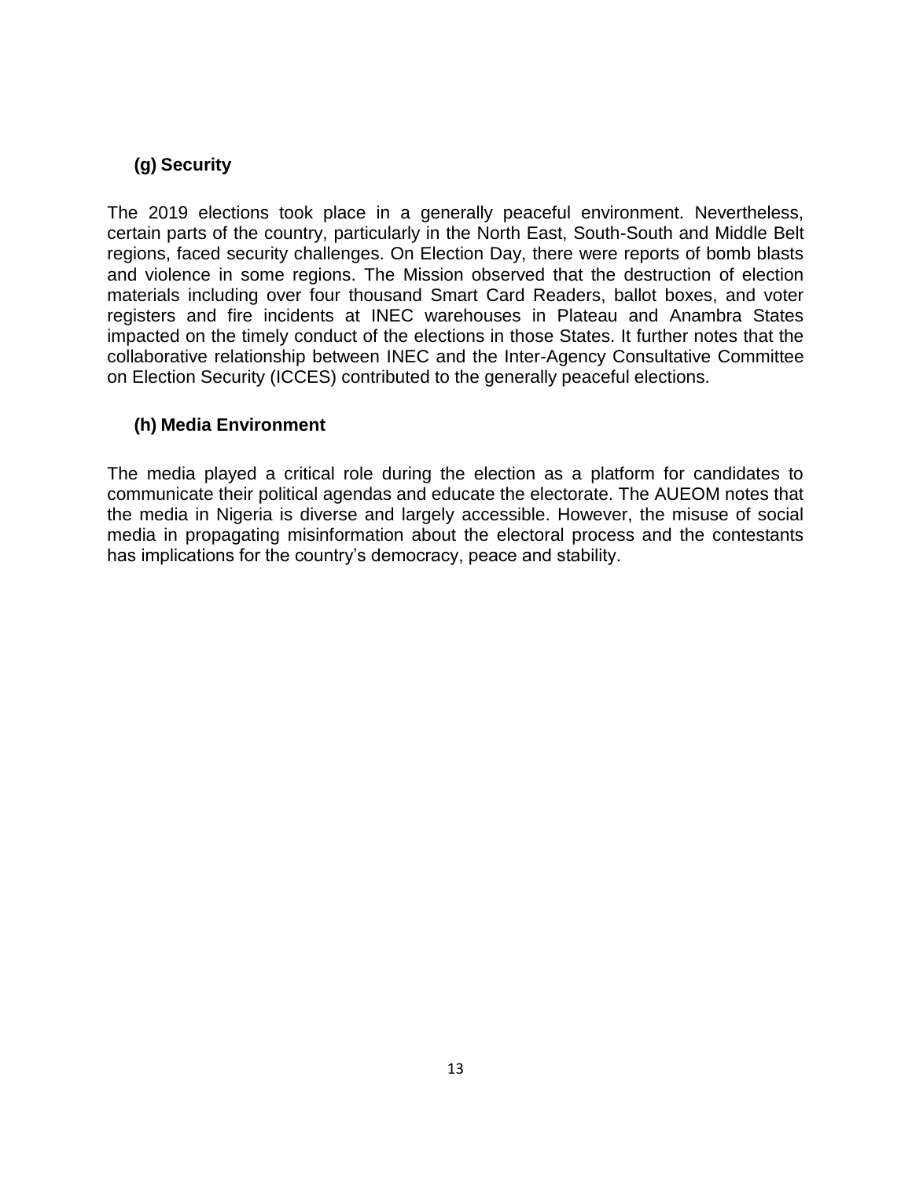### (g) Security

The 2019 elections took place in a generally peaceful environment. Nevertheless, certain parts of the country, particularly in the North East, South-South and Middle Belt regions, faced security challenges. On Election Day, there were reports of bomb blasts and violence in some regions. The Mission observed that the destruction of election materials including over four thousand Smart Card Readers, ballot boxes, and voter registers and fire incidents at INEC warehouses in Plateau and Anambra States impacted on the timely conduct of the elections in those States. It further notes that the collaborative relationship between INEC and the Inter-Agency Consultative Committee on Election Security (ICCES) contributed to the generally peaceful elections.

### (h) Media Environment

The media played a critical role during the election as a platform for candidates to communicate their political agendas and educate the electorate. The AUEOM notes that the media in Nigeria is diverse and largely accessible. However, the misuse of social media in propagating misinformation about the electoral process and the contestants has implications for the country's democracy, peace and stability.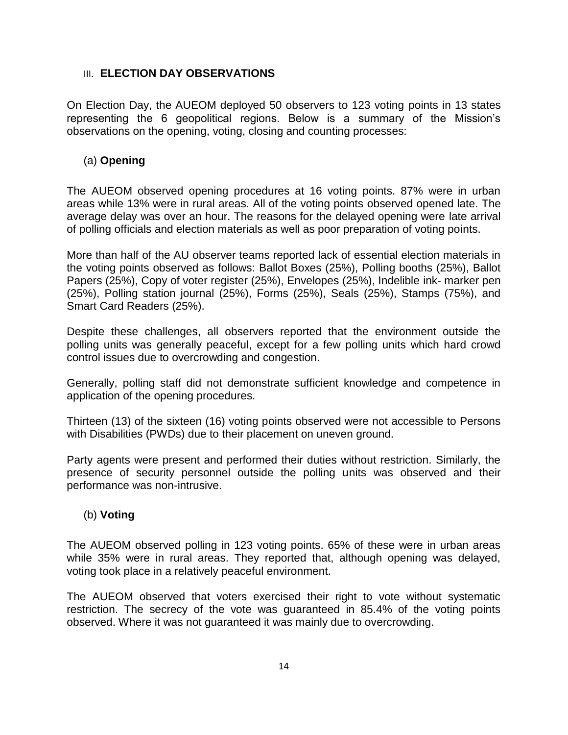## III. **ELECTION DAY OBSERVATIONS**

On Election Day, the AUEOM deployed 50 observers to 123 voting points in 13 states representing the 6 geopolitical regions. Below is a summary of the Mission's observations on the opening, voting, closing and counting processes:

### (a) **Opening**

The AUEOM observed opening procedures at 16 voting points. 87% were in urban areas while 13% were in rural areas. All of the voting points observed opened late. The average delay was over an hour. The reasons for the delayed opening were late arrival of polling officials and election materials as well as poor preparation of voting points.

More than half of the AU observer teams reported lack of essential election materials in the voting points observed as follows: Ballot Boxes (25%), Polling booths (25%), Ballot Papers (25%), Copy of voter register (25%), Envelopes (25%), Indelible ink- marker pen (25%), Polling station journal (25%), Forms (25%), Seals (25%), Stamps (75%), and Smart Card Readers (25%).

Despite these challenges, all observers reported that the environment outside the polling units was generally peaceful, except for a few polling units which hard crowd control issues due to overcrowding and congestion.

Generally, polling staff did not demonstrate sufficient knowledge and competence in application of the opening procedures.

Thirteen (13) of the sixteen (16) voting points observed were not accessible to Persons with Disabilities (PWDs) due to their placement on uneven ground.

Party agents were present and performed their duties without restriction. Similarly, the presence of security personnel outside the polling units was observed and their performance was non-intrusive.

### (b) **Voting**

The AUEOM observed polling in 123 voting points. 65% of these were in urban areas while 35% were in rural areas. They reported that, although opening was delayed, voting took place in a relatively peaceful environment.

The AUEOM observed that voters exercised their right to vote without systematic restriction. The secrecy of the vote was guaranteed in 85.4% of the voting points observed. Where it was not guaranteed it was mainly due to overcrowding.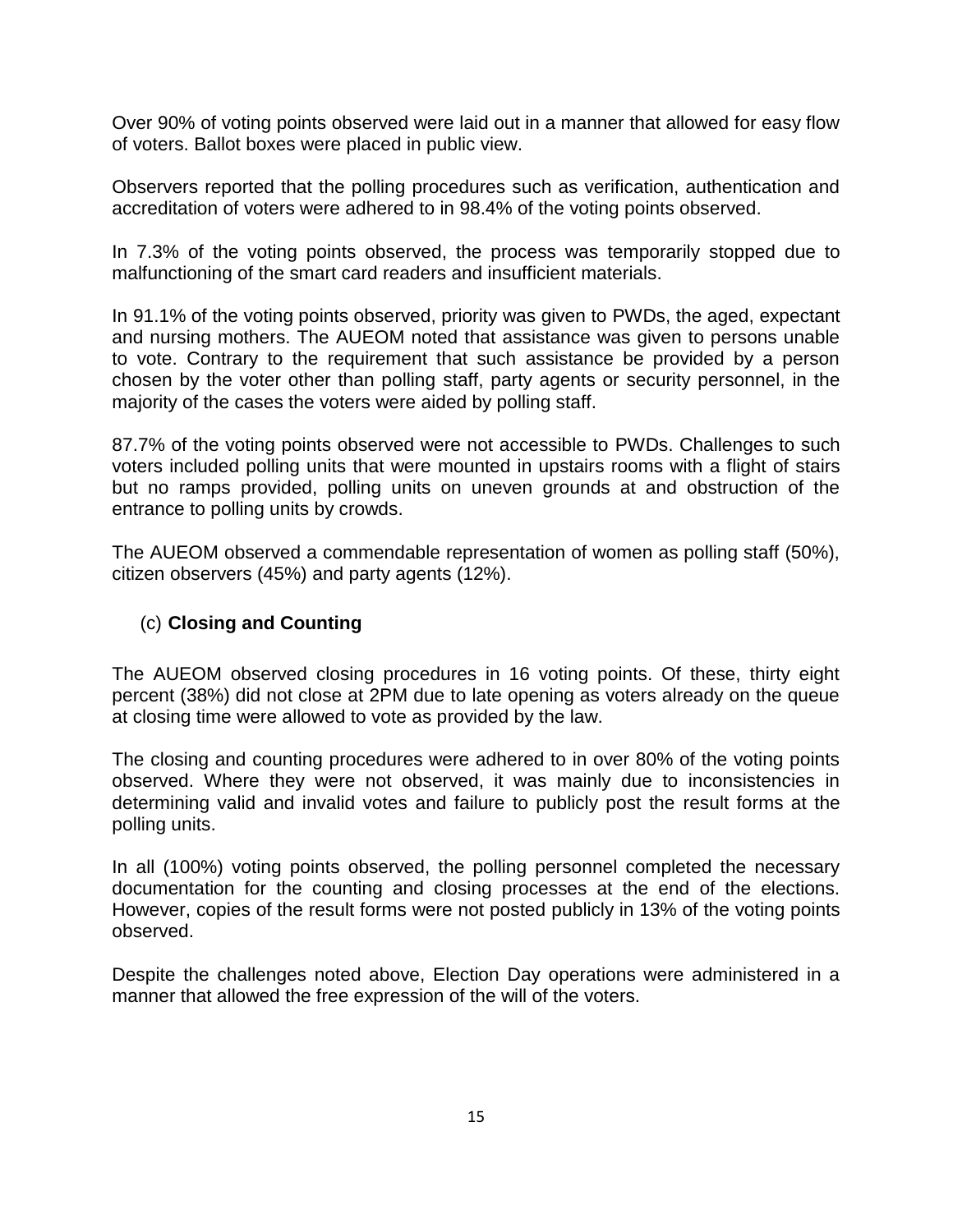Over 90% of voting points observed were laid out in a manner that allowed for easy flow of voters. Ballot boxes were placed in public view.

Observers reported that the polling procedures such as verification, authentication and accreditation of voters were adhered to in 98.4% of the voting points observed.

In 7.3% of the voting points observed, the process was temporarily stopped due to malfunctioning of the smart card readers and insufficient materials.

In 91.1% of the voting points observed, priority was given to PWDs, the aged, expectant and nursing mothers. The AUEOM noted that assistance was given to persons unable to vote. Contrary to the requirement that such assistance be provided by a person chosen by the voter other than polling staff, party agents or security personnel, in the majority of the cases the voters were aided by polling staff.

87.7% of the voting points observed were not accessible to PWDs. Challenges to such voters included polling units that were mounted in upstairs rooms with a flight of stairs but no ramps provided, polling units on uneven grounds at and obstruction of the entrance to polling units by crowds.

The AUEOM observed a commendable representation of women as polling staff (50%), citizen observers (45%) and party agents (12%).

### (c) **Closing and Counting**

The AUEOM observed closing procedures in 16 voting points. Of these, thirty eight percent (38%) did not close at 2PM due to late opening as voters already on the queue at closing time were allowed to vote as provided by the law.

The closing and counting procedures were adhered to in over 80% of the voting points observed. Where they were not observed, it was mainly due to inconsistencies in determining valid and invalid votes and failure to publicly post the result forms at the polling units.

In all (100%) voting points observed, the polling personnel completed the necessary documentation for the counting and closing processes at the end of the elections. However, copies of the result forms were not posted publicly in 13% of the voting points observed.

Despite the challenges noted above, Election Day operations were administered in a manner that allowed the free expression of the will of the voters.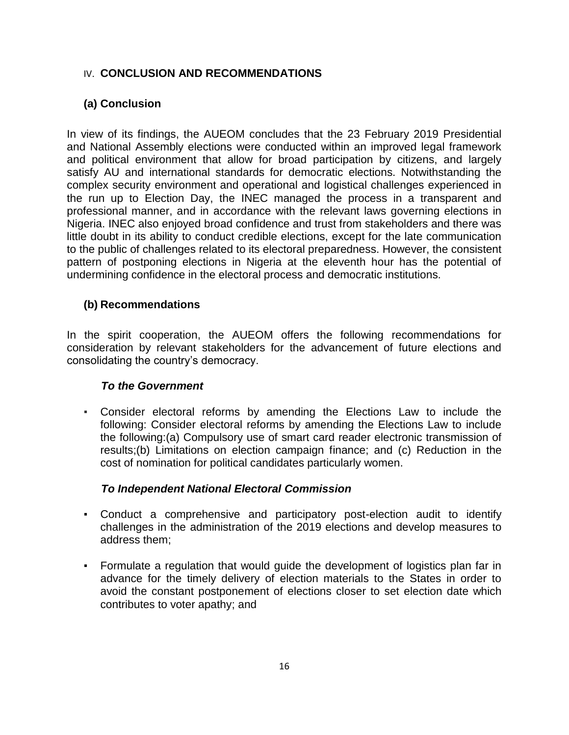## IV. **CONCLUSION AND RECOMMENDATIONS**

### (a) Conclusion

In view of its findings, the AUEOM concludes that the 23 February 2019 Presidential and National Assembly elections were conducted within an improved legal framework and political environment that allow for broad participation by citizens, and largely satisfy AU and international standards for democratic elections. Notwithstanding the complex security environment and operational and logistical challenges experienced in the run up to Election Day, the INEC managed the process in a transparent and professional manner, and in accordance with the relevant laws governing elections in Nigeria. INEC also enjoyed broad confidence and trust from stakeholders and there was little doubt in its ability to conduct credible elections, except for the late communication to the public of challenges related to its electoral preparedness. However, the consistent pattern of postponing elections in Nigeria at the eleventh hour has the potential of undermining confidence in the electoral process and democratic institutions.

### (b) Recommendations

In the spirit cooperation, the AUEOM offers the following recommendations for consideration by relevant stakeholders for the advancement of future elections and consolidating the country's democracy.

#### *To the Government*

- Consider electoral reforms by amending the Elections Law to include the following: Consider electoral reforms by amending the Elections Law to include the following:(a) Compulsory use of smart card reader electronic transmission of results;(b) Limitations on election campaign finance; and (c) Reduction in the cost of nomination for political candidates particularly women.

#### *To Independent National Electoral Commission*

- Conduct a comprehensive and participatory post-election audit to identify challenges in the administration of the 2019 elections and develop measures to address them;

- Formulate a regulation that would guide the development of logistics plan far in advance for the timely delivery of election materials to the States in order to avoid the constant postponement of elections closer to set election date which contributes to voter apathy; and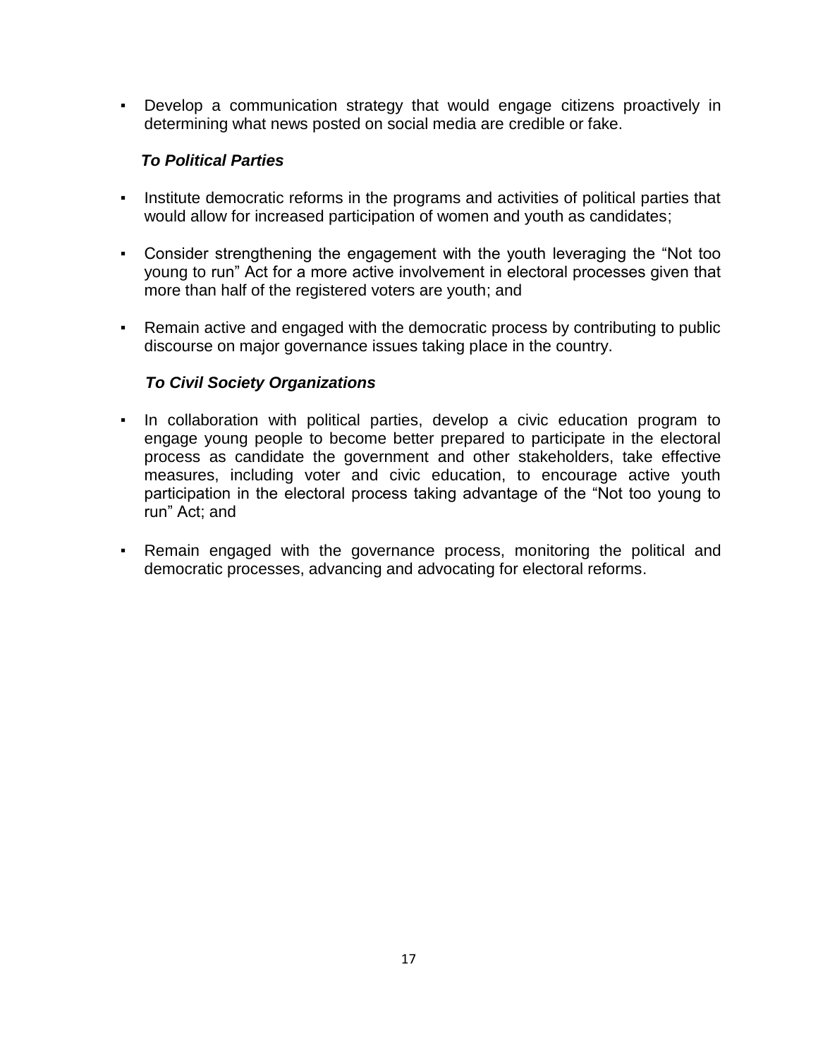- Develop a communication strategy that would engage citizens proactively in determining what news posted on social media are credible or fake.

### *To Political Parties*

- Institute democratic reforms in the programs and activities of political parties that would allow for increased participation of women and youth as candidates;
- Consider strengthening the engagement with the youth leveraging the “Not too young to run” Act for a more active involvement in electoral processes given that more than half of the registered voters are youth; and
- Remain active and engaged with the democratic process by contributing to public discourse on major governance issues taking place in the country.

### *To Civil Society Organizations*

- In collaboration with political parties, develop a civic education program to engage young people to become better prepared to participate in the electoral process as candidate the government and other stakeholders, take effective measures, including voter and civic education, to encourage active youth participation in the electoral process taking advantage of the “Not too young to run” Act; and
- Remain engaged with the governance process, monitoring the political and democratic processes, advancing and advocating for electoral reforms.